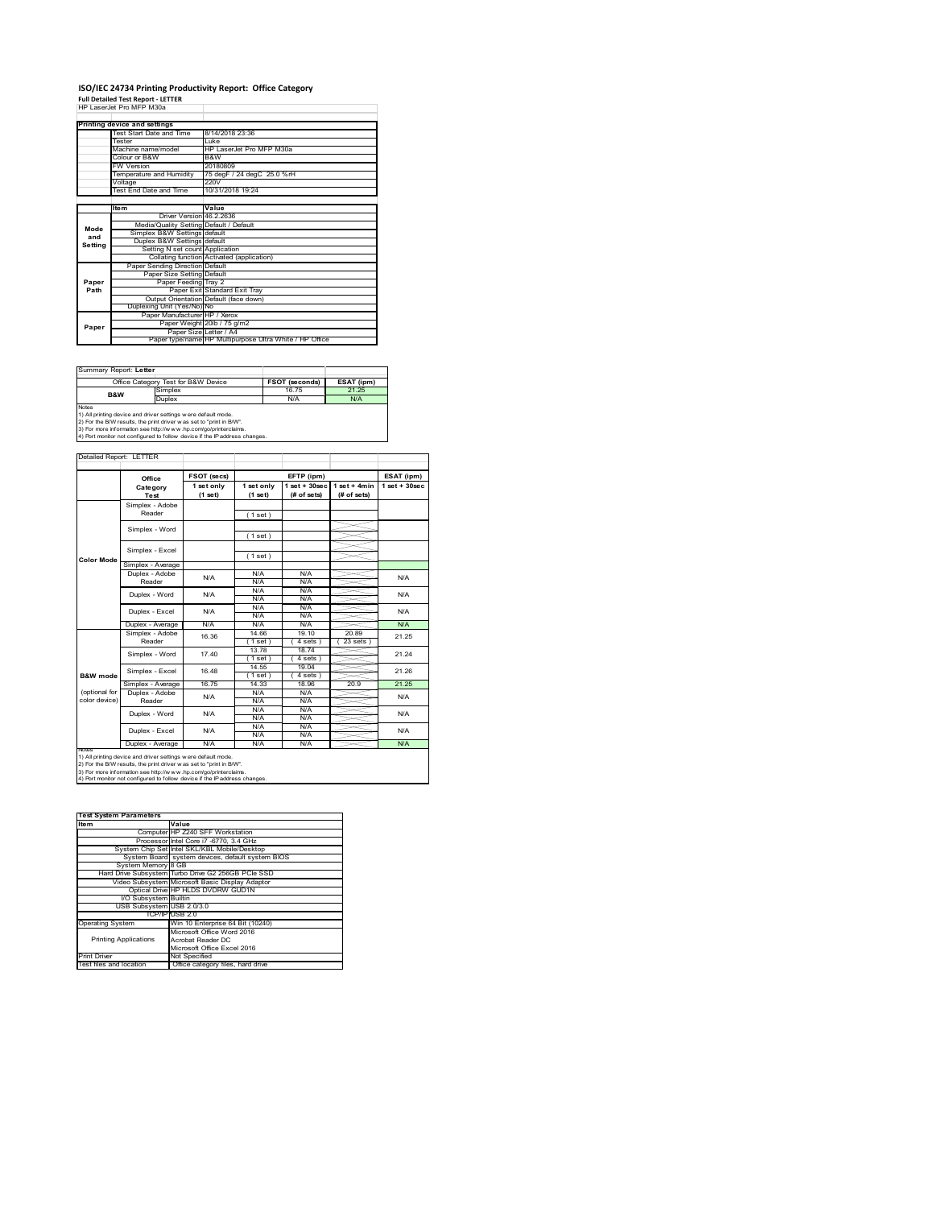# ISO/IEC 24734 Printing Productivity Report: Office Category

**Full Detailed Test Report - LETTER**

HP LaserJet Pro MFP M30a

| Printing device and settings | |
|---|---|
| Test Start Date and Time | 8/14/2018 23:36 |
| Tester | Luke |
| Machine name/model | HP LaserJet Pro MFP M30a |
| Colour or B&W | B&W |
| FW Version | 20180809 |
| Temperature and Humidity | 75 degF / 24 degC 25.0 %rH |
| Voltage | 220V |
| Test End Date and Time | 10/31/2018 19:24 |

| | Item | Value |
|---|---|---|
| Mode and Setting | Driver Version | 46.2.2636 |
| | Media/Quality Setting | Default / Default |
| | Simplex B&W Settings | default |
| | Duplex B&W Settings | default |
| | Setting N set count | Application |
| | Collating function | Activated (application) |
| Paper Path | Paper Sending Direction | Default |
| | Paper Size Setting | Default |
| | Paper Feeding | Tray 2 |
| | Paper Exit | Standard Exit Tray |
| | Output Orientation | Default (face down) |
| | Duplexing Unit (Yes/No) | No |
| Paper | Paper Manufacturer | HP / Xerox |
| | Paper Weight | 20lb / 75 g/m2 |
| | Paper Size | Letter / A4 |
| | Paper type/name | HP Multipurpose Ultra White / HP Office |

Summary Report: **Letter**

| Office Category Test for B&W Device | | FSOT (seconds) | ESAT (ipm) |
|---|---|---|---|
| B&W | Simplex | 16.75 | 21.25 |
| | Duplex | N/A | N/A |

Notes
1) All printing device and driver settings were default mode.
2) For the B/W results, the print driver was set to "print in B/W".
3) For more information see http://www.hp.com/go/printerclaims.
4) Port monitor not configured to follow device if the IP address changes.

Detailed Report: LETTER

| | Office Category Test | FSOT (secs) 1 set only (1 set) | EFTP (ipm) 1 set only (1 set) | EFTP (ipm) 1 set + 30sec (# of sets) | EFTP (ipm) 1 set + 4min (# of sets) | ESAT (ipm) 1 set + 30sec |
|---|---|---|---|---|---|---|
| Color Mode | Simplex - Adobe Reader | | (1 set) | | | |
| | Simplex - Word | | (1 set) | | | |
| | Simplex - Excel | | (1 set) | | | |
| | Simplex - Average | | | | | |
| | Duplex - Adobe Reader | N/A | N/A N/A | N/A N/A | | N/A |
| | Duplex - Word | N/A | N/A N/A | N/A N/A | | N/A |
| | Duplex - Excel | N/A | N/A N/A | N/A N/A | | N/A |
| | Duplex - Average | N/A | N/A | N/A | | N/A |
| B&W mode (optional for color device) | Simplex - Adobe Reader | 16.36 | 14.66 (1 set) | 19.10 (4 sets) | 20.89 (23 sets) | 21.25 |
| | Simplex - Word | 17.40 | 13.78 (1 set) | 18.74 (4 sets) | | 21.24 |
| | Simplex - Excel | 16.48 | 14.55 (1 set) | 19.04 (4 sets) | | 21.26 |
| | Simplex - Average | 16.75 | 14.33 | 18.96 | 20.9 | 21.25 |
| | Duplex - Adobe Reader | N/A | N/A N/A | N/A N/A | | N/A |
| | Duplex - Word | N/A | N/A N/A | N/A N/A | | N/A |
| | Duplex - Excel | N/A | N/A N/A | N/A N/A | | N/A |
| | Duplex - Average | N/A | N/A | N/A | | N/A |

Notes
1) All printing device and driver settings were default mode.
2) For the B/W results, the print driver was set to "print in B/W".
3) For more information see http://www.hp.com/go/printerclaims.
4) Port monitor not configured to follow device if the IP address changes.

| Test System Parameters | |
|---|---|
| **Item** | **Value** |
| Computer | HP Z240 SFF Workstation |
| Processor | Intel Core i7 -6770, 3.4 GHz |
| System Chip Set | Intel SKL/KBL Mobile/Desktop |
| System Board | system devices, default system BIOS |
| System Memory | 8 GB |
| Hard Drive Subsystem | Turbo Drive G2 256GB PCIe SSD |
| Video Subsystem | Microsoft Basic Display Adaptor |
| Optical Drive | HP HLDS DVDRW GUD1N |
| I/O Subsystem | Builtin |
| USB Subsystem | USB 2.0/3.0 |
| TCP/IP | USB 2.0 |
| Operating System | Win 10 Enterprise 64 Bit (10240) |
| Printing Applications | Microsoft Office Word 2016<br>Acrobat Reader DC<br>Microsoft Office Excel 2016 |
| Print Driver | Not Specified |
| Test files and location | Office category files, hard drive |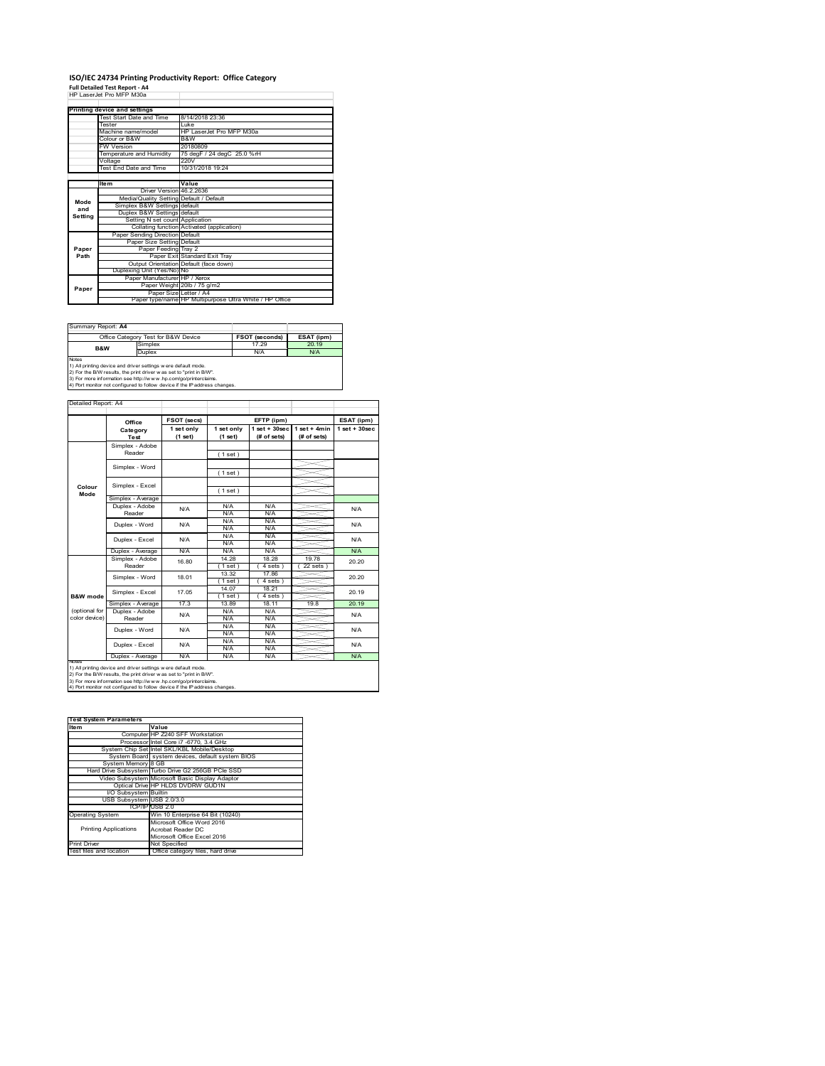# ISO/IEC 24734 Printing Productivity Report: Office Category

**Full Detailed Test Report - A4**

HP LaserJet Pro MFP M30a

| Printing device and settings | |
|---|---|
| Test Start Date and Time | 8/14/2018 23:36 |
| Tester | Luke |
| Machine name/model | HP LaserJet Pro MFP M30a |
| Colour or B&W | B&W |
| FW Version | 20180809 |
| Temperature and Humidity | 75 degF / 24 degC 25.0 %rH |
| Voltage | 220V |
| Test End Date and Time | 10/31/2018 19:24 |

| | Item | Value |
|---|---|---|
| Mode and Setting | Driver Version | 46.2.2636 |
| | Media/Quality Setting | Default / Default |
| | Simplex B&W Settings | default |
| | Duplex B&W Settings | default |
| | Setting N set count | Application |
| | Collating function | Activated (application) |
| Paper Path | Paper Sending Direction | Default |
| | Paper Size Setting | Default |
| | Paper Feeding | Tray 2 |
| | Paper Exit | Standard Exit Tray |
| | Output Orientation | Default (face down) |
| | Duplexing Unit (Yes/No) | No |
| Paper | Paper Manufacturer | HP / Xerox |
| | Paper Weight | 20lb / 75 g/m2 |
| | Paper Size | Letter / A4 |
| | Paper type/name | HP Multipurpose Ultra White / HP Office |

Summary Report: **A4**

| Office Category Test for B&W Device | | FSOT (seconds) | ESAT (ipm) |
|---|---|---|---|
| B&W | Simplex | 17.29 | 20.19 |
| | Duplex | N/A | N/A |

Notes
1) All printing device and driver settings were default mode.
2) For the B/W results, the print driver was set to "print in B/W".
3) For more information see http://www.hp.com/go/printerclaims.
4) Port monitor not configured to follow device if the IP address changes.

Detailed Report: A4

| | Office Category Test | FSOT (secs) 1 set only (1 set) | EFTP (ipm) 1 set only (1 set) | EFTP (ipm) 1 set + 30sec (# of sets) | EFTP (ipm) 1 set + 4min (# of sets) | ESAT (ipm) 1 set + 30sec |
|---|---|---|---|---|---|---|
| Colour Mode | Simplex - Adobe Reader | | (1 set) | | | |
| | Simplex - Word | | (1 set) | | | |
| | Simplex - Excel | | (1 set) | | | |
| | Simplex - Average | | | | | |
| | Duplex - Adobe Reader | N/A | N/A N/A | N/A N/A | | N/A |
| | Duplex - Word | N/A | N/A N/A | N/A N/A | | N/A |
| | Duplex - Excel | N/A | N/A N/A | N/A N/A | | N/A |
| | Duplex - Average | N/A | N/A | N/A | | N/A |
| B&W mode (optional for color device) | Simplex - Adobe Reader | 16.80 | 14.28 (1 set) | 18.28 (4 sets) | 19.78 (22 sets) | 20.20 |
| | Simplex - Word | 18.01 | 13.32 (1 set) | 17.86 (4 sets) | | 20.20 |
| | Simplex - Excel | 17.05 | 14.07 (1 set) | 18.21 (4 sets) | | 20.19 |
| | Simplex - Average | 17.3 | 13.89 | 18.11 | 19.8 | 20.19 |
| | Duplex - Adobe Reader | N/A | N/A N/A | N/A N/A | | N/A |
| | Duplex - Word | N/A | N/A N/A | N/A N/A | | N/A |
| | Duplex - Excel | N/A | N/A N/A | N/A N/A | | N/A |
| | Duplex - Average | N/A | N/A | N/A | | N/A |

Notes
1) All printing device and driver settings were default mode.
2) For the B/W results, the print driver was set to "print in B/W".
3) For more information see http://www.hp.com/go/printerclaims.
4) Port monitor not configured to follow device if the IP address changes.

| Test System Parameters | |
|---|---|
| Item | Value |
| Computer | HP Z240 SFF Workstation |
| Processor | Intel Core i7 -6770, 3.4 GHz |
| System Chip Set | Intel SKL/KBL Mobile/Desktop |
| System Board | system devices, default system BIOS |
| System Memory | 8 GB |
| Hard Drive Subsystem | Turbo Drive G2 256GB PCIe SSD |
| Video Subsystem | Microsoft Basic Display Adaptor |
| Optical Drive | HP HLDS DVDRW GUD1N |
| I/O Subsystem | Builtin |
| USB Subsystem | USB 2.0/3.0 |
| TCP/IP | USB 2.0 |
| Operating System | Win 10 Enterprise 64 Bit (10240) |
| Printing Applications | Microsoft Office Word 2016<br>Acrobat Reader DC<br>Microsoft Office Excel 2016 |
| Print Driver | Not Specified |
| Test files and location | Office category files, hard drive |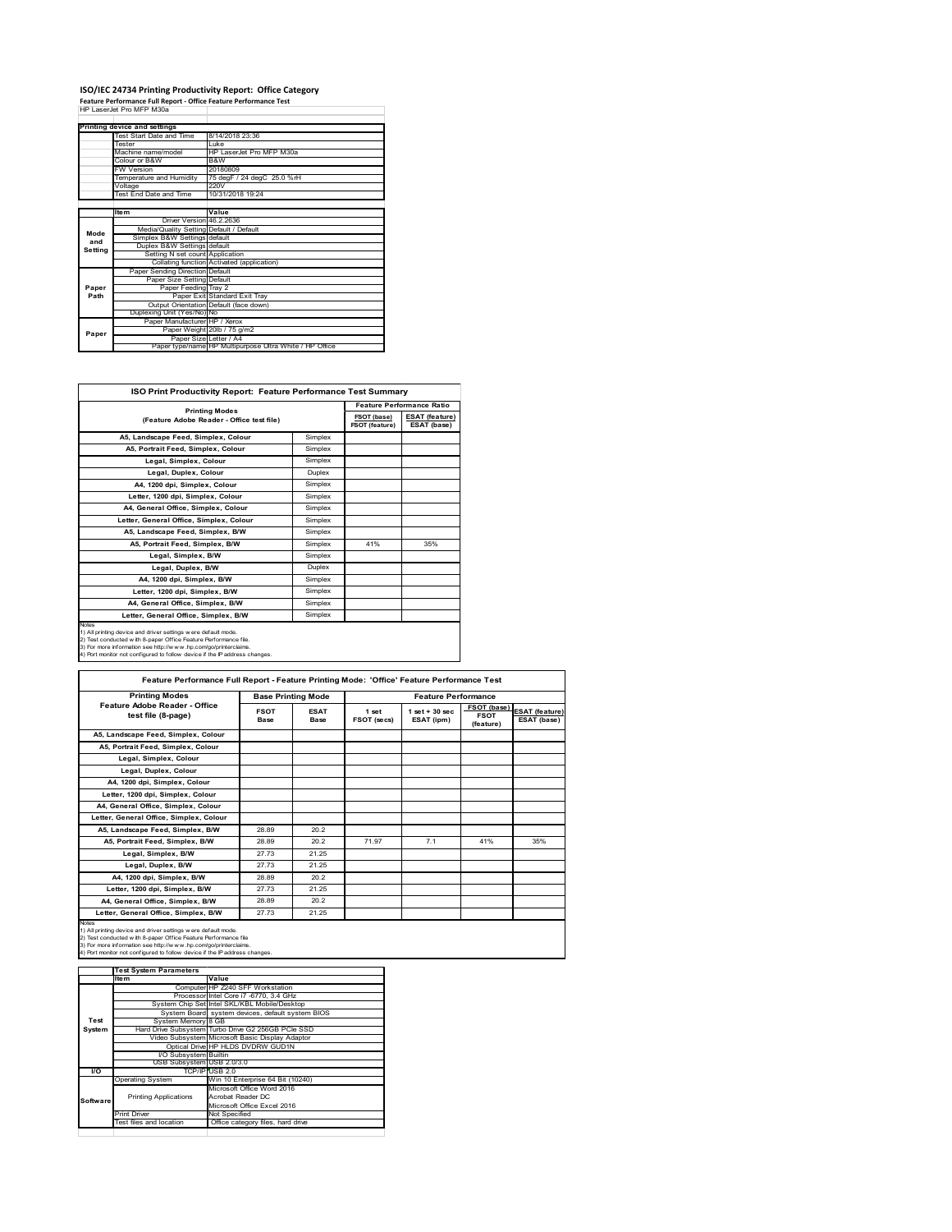# ISO/IEC 24734 Printing Productivity Report: Office Category

**Feature Performance Full Report - Office Feature Performance Test**

HP LaserJet Pro MFP M30a

| Printing device and settings | |
|---|---|
| Test Start Date and Time | 8/14/2018 23:36 |
| Tester | Luke |
| Machine name/model | HP LaserJet Pro MFP M30a |
| Colour or B&W | B&W |
| FW Version | 20180809 |
| Temperature and Humidity | 75 degF / 24 degC 25.0 %rH |
| Voltage | 220V |
| Test End Date and Time | 10/31/2018 19:24 |

| | Item | Value |
|---|---|---|
| Mode and Setting | Driver Version | 46.2.2636 |
| | Media/Quality Setting | Default / Default |
| | Simplex B&W Settings | default |
| | Duplex B&W Settings | default |
| | Setting N set count | Application |
| | Collating function | Activated (application) |
| Paper Path | Paper Sending Direction | Default |
| | Paper Size Setting | Default |
| | Paper Feeding | Tray 2 |
| | Paper Exit | Standard Exit Tray |
| | Output Orientation | Default (face down) |
| | Duplexing Unit (Yes/No) | No |
| Paper | Paper Manufacturer | HP / Xerox |
| | Paper Weight | 20lb / 75 g/m2 |
| | Paper Size | Letter / A4 |
| | Paper type/name | HP Multipurpose Ultra White / HP Office |

## ISO Print Productivity Report: Feature Performance Test Summary

| Printing Modes (Feature Adobe Reader - Office test file) | | Feature Performance Ratio FSOT (base) / FSOT (feature) | ESAT (feature) / ESAT (base) |
|---|---|---|---|
| A5, Landscape Feed, Simplex, Colour | Simplex | | |
| A5, Portrait Feed, Simplex, Colour | Simplex | | |
| Legal, Simplex, Colour | Simplex | | |
| Legal, Duplex, Colour | Duplex | | |
| A4, 1200 dpi, Simplex, Colour | Simplex | | |
| Letter, 1200 dpi, Simplex, Colour | Simplex | | |
| A4, General Office, Simplex, Colour | Simplex | | |
| Letter, General Office, Simplex, Colour | Simplex | | |
| A5, Landscape Feed, Simplex, B/W | Simplex | | |
| A5, Portrait Feed, Simplex, B/W | Simplex | 41% | 35% |
| Legal, Simplex, B/W | Simplex | | |
| Legal, Duplex, B/W | Duplex | | |
| A4, 1200 dpi, Simplex, B/W | Simplex | | |
| Letter, 1200 dpi, Simplex, B/W | Simplex | | |
| A4, General Office, Simplex, B/W | Simplex | | |
| Letter, General Office, Simplex, B/W | Simplex | | |

Notes
1) All printing device and driver settings were default mode.
2) Test conducted with 8-paper Office Feature Performance file.
3) For more information see http://www.hp.com/go/printerclaims.
4) Port monitor not configured to follow device if the IP address changes.

## Feature Performance Full Report - Feature Printing Mode: 'Office' Feature Performance Test

| Printing Modes Feature Adobe Reader - Office test file (8-page) | Base Printing Mode FSOT Base | ESAT Base | Feature Performance 1 set FSOT (secs) | 1 set + 30 sec ESAT (ipm) | FSOT (base) / FSOT (feature) | ESAT (feature) / ESAT (base) |
|---|---|---|---|---|---|---|
| A5, Landscape Feed, Simplex, Colour | | | | | | |
| A5, Portrait Feed, Simplex, Colour | | | | | | |
| Legal, Simplex, Colour | | | | | | |
| Legal, Duplex, Colour | | | | | | |
| A4, 1200 dpi, Simplex, Colour | | | | | | |
| Letter, 1200 dpi, Simplex, Colour | | | | | | |
| A4, General Office, Simplex, Colour | | | | | | |
| Letter, General Office, Simplex, Colour | | | | | | |
| A5, Landscape Feed, Simplex, B/W | 28.89 | 20.2 | | | | |
| A5, Portrait Feed, Simplex, B/W | 28.89 | 20.2 | 71.97 | 7.1 | 41% | 35% |
| Legal, Simplex, B/W | 27.73 | 21.25 | | | | |
| Legal, Duplex, B/W | 27.73 | 21.25 | | | | |
| A4, 1200 dpi, Simplex, B/W | 28.89 | 20.2 | | | | |
| Letter, 1200 dpi, Simplex, B/W | 27.73 | 21.25 | | | | |
| A4, General Office, Simplex, B/W | 28.89 | 20.2 | | | | |
| Letter, General Office, Simplex, B/W | 27.73 | 21.25 | | | | |

Notes
1) All printing device and driver settings were default mode.
2) Test conducted with 8-paper Office Feature Performance file
3) For more information see http://www.hp.com/go/printerclaims.
4) Port monitor not configured to follow device if the IP address changes.

| | Test System Parameters Item | Value |
|---|---|---|
| Test System | Computer | HP Z240 SFF Workstation |
| | Processor | Intel Core i7 -6770, 3.4 GHz |
| | System Chip Set | Intel SKL/KBL Mobile/Desktop |
| | System Board | system devices, default system BIOS |
| | System Memory | 8 GB |
| | Hard Drive Subsystem | Turbo Drive G2 256GB PCIe SSD |
| | Video Subsystem | Microsoft Basic Display Adaptor |
| | Optical Drive | HP HLDS DVDRW GUD1N |
| | I/O Subsystem | Builtin |
| | USB Subsystem | USB 2.0/3.0 |
| I/O | TCP/IP | USB 2.0 |
| Software | Operating System | Win 10 Enterprise 64 Bit (10240) |
| | Printing Applications | Microsoft Office Word 2016<br>Acrobat Reader DC<br>Microsoft Office Excel 2016 |
| | Print Driver | Not Specified |
| | Test files and location | Office category files, hard drive |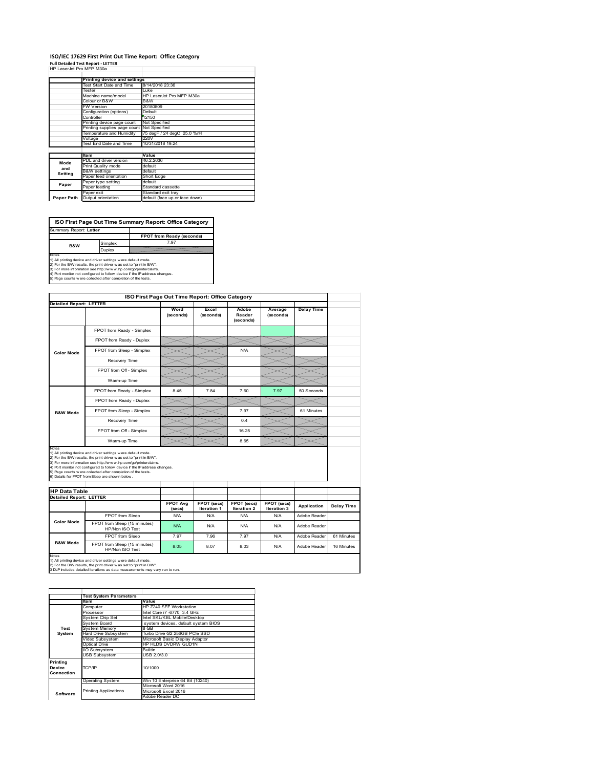# ISO/IEC 17629 First Print Out Time Report: Office Category

**Full Detailed Test Report - LETTER**

HP LaserJet Pro MFP M30a

| | Printing device and settings | |
|---|---|---|
| | Test Start Date and Time | 8/14/2018 23:36 |
| | Tester | Luke |
| | Machine name/model | HP LaserJet Pro MFP M30a |
| | Colour or B&W | B&W |
| | FW Version | 20180809 |
| | Configuration (options) | Default |
| | Controller | 12150 |
| | Printing device page count | Not Specified |
| | Printing supplies page count | Not Specified |
| | Temperature and Humidity | 75 degF / 24 degC 25.0 %rH |
| | Voltage | 220V |
| | Test End Date and Time | 10/31/2018 19:24 |

| | Item | Value |
|---|---|---|
| Mode and Setting | PDL and driver version | 46.2.2636 |
| | Print Quality mode | default |
| | B&W settings | default |
| | Paper feed orientation | Short Edge |
| Paper | Paper type setting | default |
| | Paper feeding | Standard cassette |
| | Paper exit | Standard exit tray |
| Paper Path | Output orientation | default (face up or face down) |

| ISO First Page Out Time Summary Report: Office Category | | |
|---|---|---|
| Summary Report: **Letter** | | |
| | | FPOT from Ready (seconds) |
| B&W | Simplex | 7.97 |
| | Duplex | |

Notes
1) All printing device and driver settings were default mode.
2) For the B/W results, the print driver was set to "print in B/W".
3) For more information see http://www.hp.com/go/printerclaims.
4) Port monitor not configured to follow device if the IP address changes.
5) Page counts were collected after completion of the tests.

| ISO First Page Out Time Report: Office Category | | | | | | |
|---|---|---|---|---|---|---|
| **Detailed Report: LETTER** | | Word (seconds) | Excel (seconds) | Adobe Reader (seconds) | Average (seconds) | Delay Time |
| Color Mode | FPOT from Ready - Simplex | | | | | |
| | FPOT from Ready - Duplex | | | | | |
| | FPOT from Sleep - Simplex | | | N/A | | |
| | Recovery Time | | | | | |
| | FPOT from Off - Simplex | | | | | |
| | Warm-up Time | | | | | |
| B&W Mode | FPOT from Ready - Simplex | 8.45 | 7.84 | 7.60 | 7.97 | 50 Seconds |
| | FPOT from Ready - Duplex | | | | | |
| | FPOT from Sleep - Simplex | | | 7.97 | | 61 Minutes |
| | Recovery Time | | | 0.4 | | |
| | FPOT from Off - Simplex | | | 16.25 | | |
| | Warm-up Time | | | 8.65 | | |

Notes
1) All printing device and driver settings were default mode.
2) For the B/W results, the print driver was set to "print in B/W".
3) For more information see http://www.hp.com/go/printerclaims.
4) Port monitor not configured to follow device if the IP address changes.
5) Page counts were collected after completion of the tests.
6) Details for FPOT from Sleep are shown below.

| HP Data Table | | | | | | | |
|---|---|---|---|---|---|---|---|
| **Detailed Report: LETTER** | | FPOT Avg (secs) | FPOT (secs) Iteration 1 | FPOT (secs) Iteration 2 | FPOT (secs) Iteration 3 | Application | Delay Time |
| Color Mode | FPOT from Sleep | N/A | N/A | N/A | N/A | Adobe Reader | |
| | FPOT from Sleep (15 minutes) HP/Non ISO Test | N/A | N/A | N/A | N/A | Adobe Reader | |
| B&W Mode | FPOT from Sleep | 7.97 | 7.96 | 7.97 | N/A | Adobe Reader | 61 Minutes |
| | FPOT from Sleep (15 minutes) HP/Non ISO Test | 8.05 | 8.07 | 8.03 | N/A | Adobe Reader | 16 Minutes |

Notes
1) All printing device and driver settings were default mode.
2) For the B/W results, the print driver was set to "print in B/W".
3 DLP includes detailed iterations as data measurements may vary run to run.

| | Test System Parameters | |
|---|---|---|
| | Item | Value |
| Test System | Computer | HP Z240 SFF Workstation |
| | Processor | Intel Core i7 -6770, 3.4 GHz |
| | System Chip Set | Intel SKL/KBL Mobile/Desktop |
| | System Board | system devices, default system BIOS |
| | System Memory | 8 GB |
| | Hard Drive Subsystem | Turbo Drive G2 256GB PCIe SSD |
| | Video Subsystem | Microsoft Basic Display Adaptor |
| | Optical Drive | HP HLDS DVDRW GUD1N |
| | I/O Subsystem | Builtin |
| | USB Subsystem | USB 2.0/3.0 |
| Printing Device Connection | TCP/IP | 10/1000 |
| Software | Operating System | Win 10 Enterprise 64 Bit (10240) |
| | Printing Applications | Microsoft Word 2016 |
| | | Microsoft Excel 2016 |
| | | Adobe Reader DC |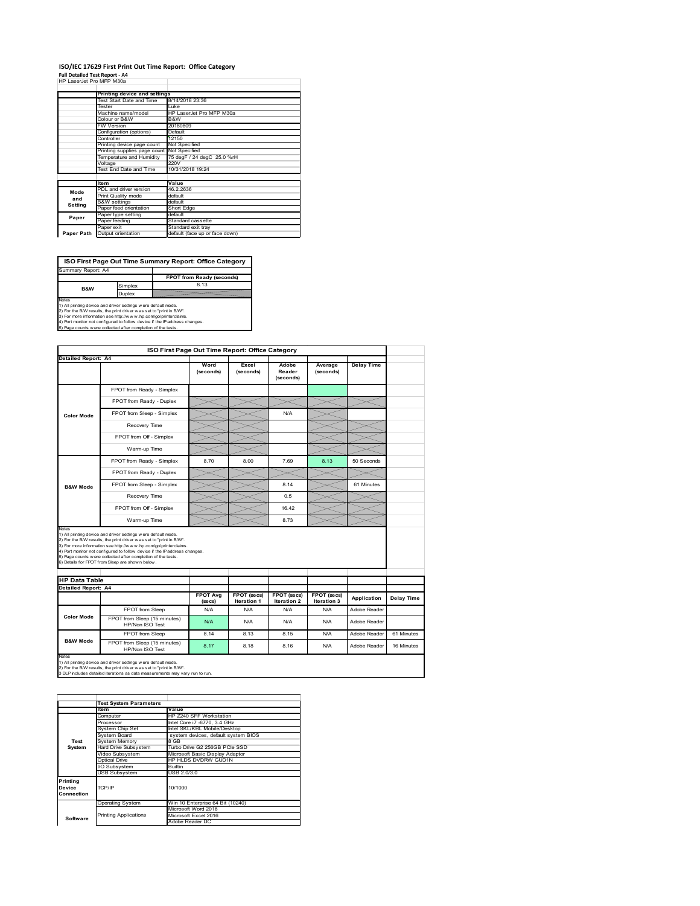# ISO/IEC 17629 First Print Out Time Report: Office Category

**Full Detailed Test Report - A4**

HP LaserJet Pro MFP M30a

| | Printing device and settings | |
|---|---|---|
| | Test Start Date and Time | 8/14/2018 23:36 |
| | Tester | Luke |
| | Machine name/model | HP LaserJet Pro MFP M30a |
| | Colour or B&W | B&W |
| | FW Version | 20180809 |
| | Configuration (options) | Default |
| | Controller | 12150 |
| | Printing device page count | Not Specified |
| | Printing supplies page count | Not Specified |
| | Temperature and Humidity | 75 degF / 24 degC 25.0 %rH |
| | Voltage | 220V |
| | Test End Date and Time | 10/31/2018 19:24 |

| | Item | Value |
|---|---|---|
| Mode and Setting | PDL and driver version | 46.2.2636 |
| | Print Quality mode | default |
| | B&W settings | default |
| | Paper feed orientation | Short Edge |
| Paper | Paper type setting | default |
| | Paper feeding | Standard cassette |
| | Paper exit | Standard exit tray |
| Paper Path | Output orientation | default (face up or face down) |

| ISO First Page Out Time Summary Report: Office Category | | |
|---|---|---|
| Summary Report: A4 | | |
| | | FPOT from Ready (seconds) |
| B&W | Simplex | 8.13 |
| | Duplex | |

Notes
1) All printing device and driver settings were default mode.
2) For the B/W results, the print driver was set to "print in B/W".
3) For more information see http://www.hp.com/go/printerclaims.
4) Port monitor not configured to follow device if the IP address changes.
5) Page counts were collected after completion of the tests.

| ISO First Page Out Time Report: Office Category | | | | | | |
|---|---|---|---|---|---|---|
| Detailed Report: A4 | | Word (seconds) | Excel (seconds) | Adobe Reader (seconds) | Average (seconds) | Delay Time |
| Color Mode | FPOT from Ready - Simplex | | | | | |
| | FPOT from Ready - Duplex | | | | | |
| | FPOT from Sleep - Simplex | | | N/A | | |
| | Recovery Time | | | | | |
| | FPOT from Off - Simplex | | | | | |
| | Warm-up Time | | | | | |
| B&W Mode | FPOT from Ready - Simplex | 8.70 | 8.00 | 7.69 | 8.13 | 50 Seconds |
| | FPOT from Ready - Duplex | | | | | |
| | FPOT from Sleep - Simplex | | | 8.14 | | 61 Minutes |
| | Recovery Time | | | 0.5 | | |
| | FPOT from Off - Simplex | | | 16.42 | | |
| | Warm-up Time | | | 8.73 | | |

Notes
1) All printing device and driver settings were default mode.
2) For the B/W results, the print driver was set to "print in B/W".
3) For more information see http://www.hp.com/go/printerclaims.
4) Port monitor not configured to follow device if the IP address changes.
5) Page counts were collected after completion of the tests.
6) Details for FPOT from Sleep are shown below.

| HP Data Table | | | | | | | |
|---|---|---|---|---|---|---|---|
| Detailed Report: A4 | | FPOT Avg (secs) | FPOT (secs) Iteration 1 | FPOT (secs) Iteration 2 | FPOT (secs) Iteration 3 | Application | Delay Time |
| Color Mode | FPOT from Sleep | N/A | N/A | N/A | N/A | Adobe Reader | |
| | FPOT from Sleep (15 minutes) HP/Non ISO Test | N/A | N/A | N/A | N/A | Adobe Reader | |
| B&W Mode | FPOT from Sleep | 8.14 | 8.13 | 8.15 | N/A | Adobe Reader | 61 Minutes |
| | FPOT from Sleep (15 minutes) HP/Non ISO Test | 8.17 | 8.18 | 8.16 | N/A | Adobe Reader | 16 Minutes |

Notes
1) All printing device and driver settings were default mode.
2) For the B/W results, the print driver was set to "print in B/W".
3 DLP includes detailed iterations as data measurements may vary run to run.

| | Test System Parameters | |
|---|---|---|
| | Item | Value |
| Test System | Computer | HP Z240 SFF Workstation |
| | Processor | Intel Core i7 -6770, 3.4 GHz |
| | System Chip Set | Intel SKL/KBL Mobile/Desktop |
| | System Board | system devices, default system BIOS |
| | System Memory | 8 GB |
| | Hard Drive Subsystem | Turbo Drive G2 256GB PCIe SSD |
| | Video Subsystem | Microsoft Basic Display Adaptor |
| | Optical Drive | HP HLDS DVDRW GUD1N |
| | I/O Subsystem | Builtin |
| | USB Subsystem | USB 2.0/3.0 |
| Printing Device Connection | TCP/IP | 10/1000 |
| Software | Operating System | Win 10 Enterprise 64 Bit (10240) |
| | Printing Applications | Microsoft Word 2016<br>Microsoft Excel 2016<br>Adobe Reader DC |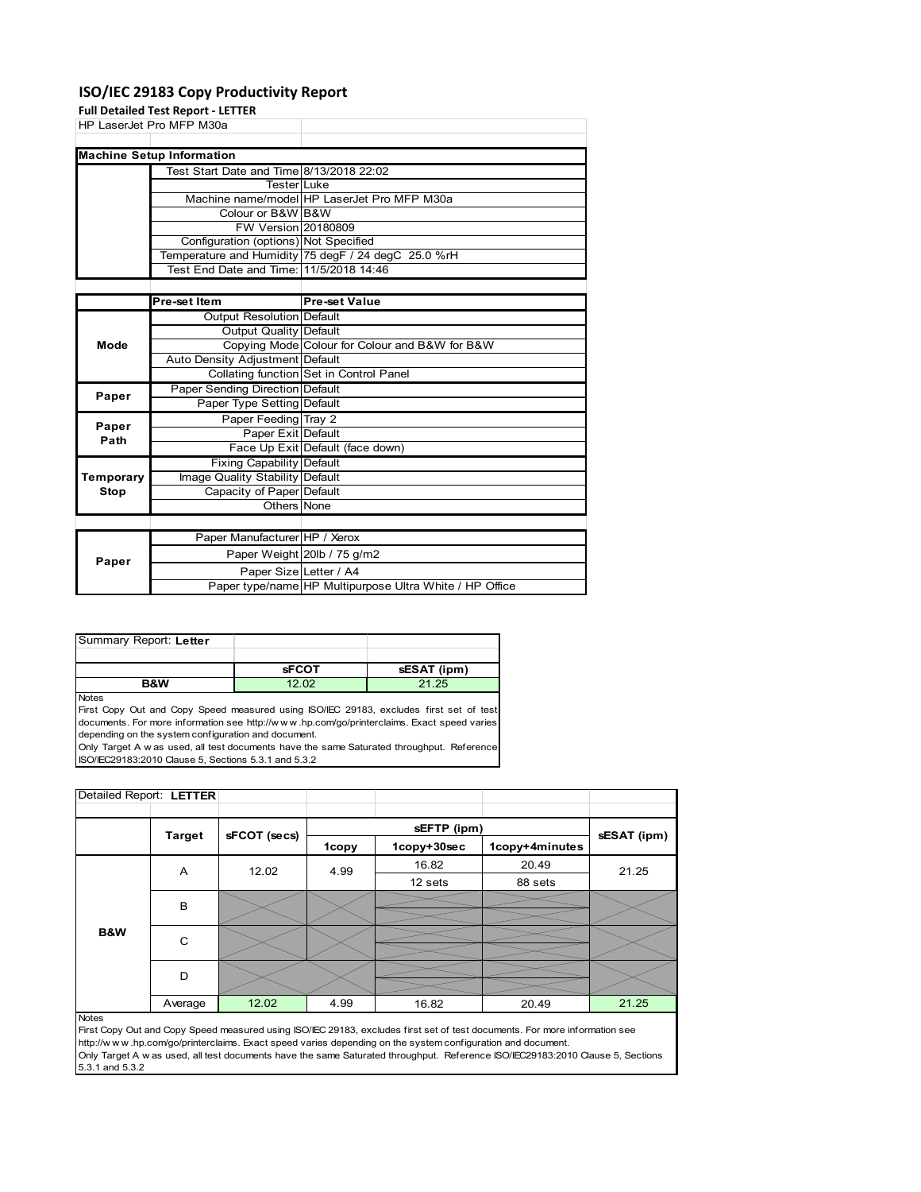# ISO/IEC 29183 Copy Productivity Report

**Full Detailed Test Report - LETTER**

HP LaserJet Pro MFP M30a

| Machine Setup Information | | |
|---|---|---|
| | Test Start Date and Time | 8/13/2018 22:02 |
| | Tester | Luke |
| | Machine name/model | HP LaserJet Pro MFP M30a |
| | Colour or B&W | B&W |
| | FW Version | 20180809 |
| | Configuration (options) | Not Specified |
| | Temperature and Humidity | 75 degF / 24 degC 25.0 %rH |
| | Test End Date and Time: | 11/5/2018 14:46 |

| | Pre-set Item | Pre-set Value |
|---|---|---|
| Mode | Output Resolution | Default |
| | Output Quality | Default |
| | Copying Mode | Colour for Colour and B&W for B&W |
| | Auto Density Adjustment | Default |
| | Collating function | Set in Control Panel |
| Paper | Paper Sending Direction | Default |
| | Paper Type Setting | Default |
| Paper Path | Paper Feeding | Tray 2 |
| | Paper Exit | Default |
| | Face Up Exit | Default (face down) |
| Temporary Stop | Fixing Capability | Default |
| | Image Quality Stability | Default |
| | Capacity of Paper | Default |
| | Others | None |

| | | |
|---|---|---|
| Paper | Paper Manufacturer | HP / Xerox |
| | Paper Weight | 20lb / 75 g/m2 |
| | Paper Size | Letter / A4 |
| | Paper type/name | HP Multipurpose Ultra White / HP Office |

Summary Report: **Letter**

| | sFCOT | sESAT (ipm) |
|---|---|---|
| B&W | 12.02 | 21.25 |

Notes
First Copy Out and Copy Speed measured using ISO/IEC 29183, excludes first set of test documents. For more information see http://w w w .hp.com/go/printerclaims. Exact speed varies depending on the system configuration and document.
Only Target A w as used, all test documents have the same Saturated throughput. Reference ISO/IEC29183:2010 Clause 5, Sections 5.3.1 and 5.3.2

Detailed Report: **LETTER**

| | Target | sFCOT (secs) | sEFTP (ipm) | | | sESAT (ipm) |
|---|---|---|---|---|---|---|
| | | | 1copy | 1copy+30sec | 1copy+4minutes | |
| B&W | A | 12.02 | 4.99 | 16.82 | 20.49 | 21.25 |
| | | | | 12 sets | 88 sets | |
| | B | | | | | |
| | C | | | | | |
| | D | | | | | |
| | Average | 12.02 | 4.99 | 16.82 | 20.49 | 21.25 |

Notes
First Copy Out and Copy Speed measured using ISO/IEC 29183, excludes first set of test documents. For more information see http://w w w .hp.com/go/printerclaims. Exact speed varies depending on the system configuration and document.
Only Target A w as used, all test documents have the same Saturated throughput. Reference ISO/IEC29183:2010 Clause 5, Sections 5.3.1 and 5.3.2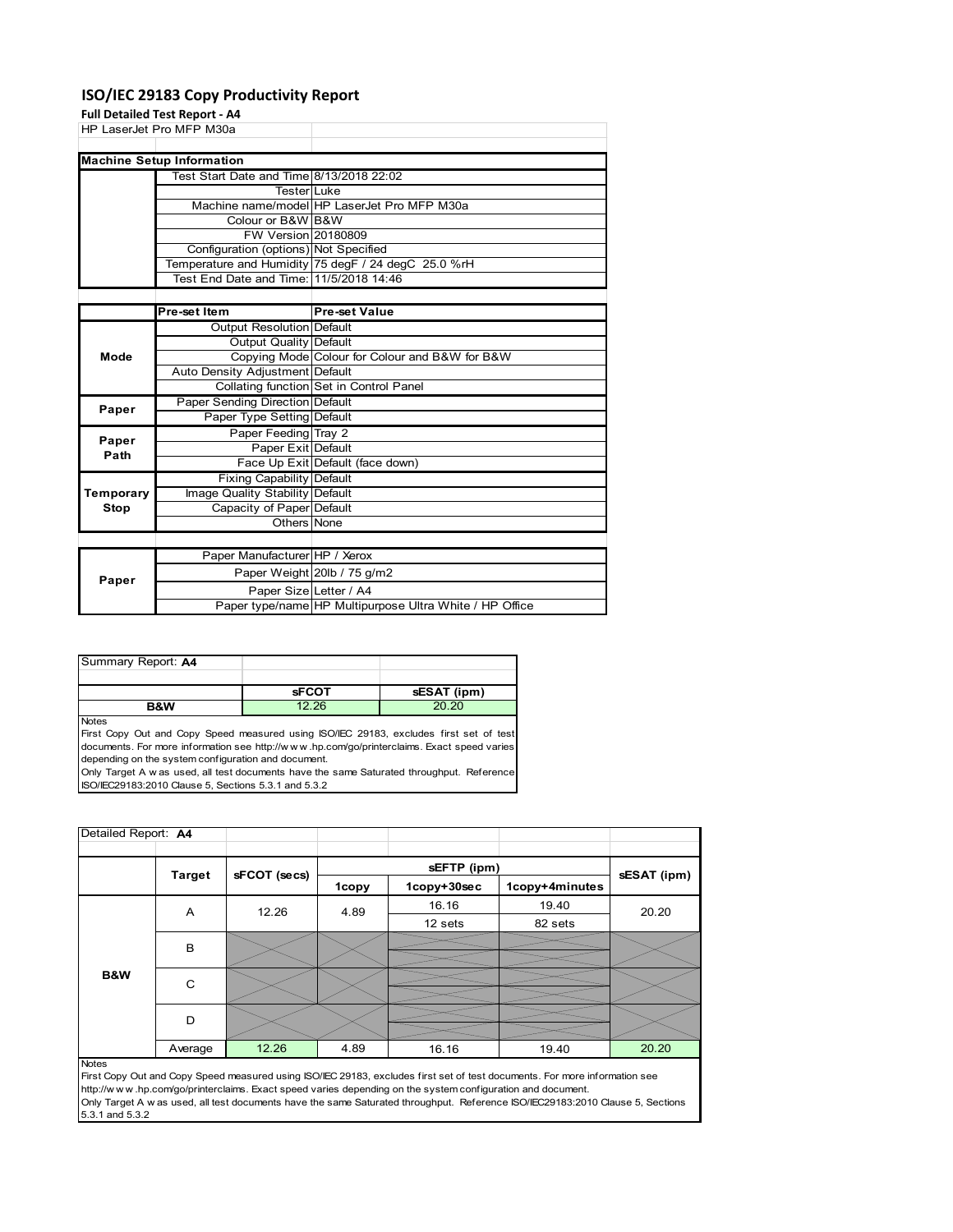# ISO/IEC 29183 Copy Productivity Report

**Full Detailed Test Report - A4**

HP LaserJet Pro MFP M30a

| Machine Setup Information | | |
|---|---|---|
| | Test Start Date and Time | 8/13/2018 22:02 |
| | Tester | Luke |
| | Machine name/model | HP LaserJet Pro MFP M30a |
| | Colour or B&W | B&W |
| | FW Version | 20180809 |
| | Configuration (options) | Not Specified |
| | Temperature and Humidity | 75 degF / 24 degC 25.0 %rH |
| | Test End Date and Time: | 11/5/2018 14:46 |

| | Pre-set Item | Pre-set Value |
|---|---|---|
| Mode | Output Resolution | Default |
| | Output Quality | Default |
| | Copying Mode | Colour for Colour and B&W for B&W |
| | Auto Density Adjustment | Default |
| | Collating function | Set in Control Panel |
| Paper | Paper Sending Direction | Default |
| | Paper Type Setting | Default |
| Paper Path | Paper Feeding | Tray 2 |
| | Paper Exit | Default |
| | Face Up Exit | Default (face down) |
| Temporary Stop | Fixing Capability | Default |
| | Image Quality Stability | Default |
| | Capacity of Paper | Default |
| | Others | None |

| | | |
|---|---|---|
| Paper | Paper Manufacturer | HP / Xerox |
| | Paper Weight | 20lb / 75 g/m2 |
| | Paper Size | Letter / A4 |
| | Paper type/name | HP Multipurpose Ultra White / HP Office |

Summary Report: **A4**

| | sFCOT | sESAT (ipm) |
|---|---|---|
| **B&W** | 12.26 | 20.20 |

Notes
First Copy Out and Copy Speed measured using ISO/IEC 29183, excludes first set of test documents. For more information see http://w w w .hp.com/go/printerclaims. Exact speed varies depending on the system configuration and document.
Only Target A w as used, all test documents have the same Saturated throughput. Reference ISO/IEC29183:2010 Clause 5, Sections 5.3.1 and 5.3.2

Detailed Report: **A4**

| | Target | sFCOT (secs) | sEFTP (ipm) | | | sESAT (ipm) |
|---|---|---|---|---|---|---|
| | | | 1copy | 1copy+30sec | 1copy+4minutes | |
| B&W | A | 12.26 | 4.89 | 16.16 | 19.40 | 20.20 |
| | | | | 12 sets | 82 sets | |
| | B | | | | | |
| | C | | | | | |
| | D | | | | | |
| | Average | 12.26 | 4.89 | 16.16 | 19.40 | 20.20 |

Notes
First Copy Out and Copy Speed measured using ISO/IEC 29183, excludes first set of test documents. For more information see http://w w w .hp.com/go/printerclaims. Exact speed varies depending on the system configuration and document.
Only Target A w as used, all test documents have the same Saturated throughput. Reference ISO/IEC29183:2010 Clause 5, Sections 5.3.1 and 5.3.2